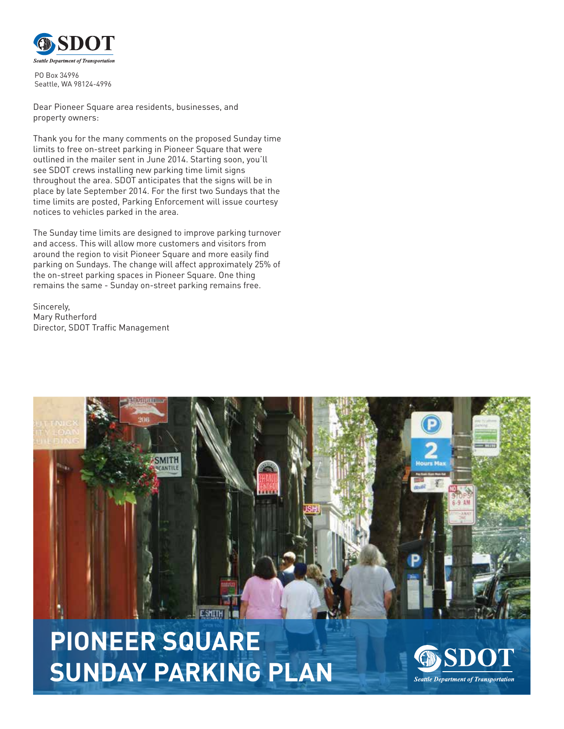SDOT

*Seattle Department of Transportation*

PO Box 34996
Seattle, WA 98124-4996

Dear Pioneer Square area residents, businesses, and property owners:

Thank you for the many comments on the proposed Sunday time limits to free on-street parking in Pioneer Square that were outlined in the mailer sent in June 2014. Starting soon, you'll see SDOT crews installing new parking time limit signs throughout the area. SDOT anticipates that the signs will be in place by late September 2014. For the first two Sundays that the time limits are posted, Parking Enforcement will issue courtesy notices to vehicles parked in the area.

The Sunday time limits are designed to improve parking turnover and access. This will allow more customers and visitors from around the region to visit Pioneer Square and more easily find parking on Sundays. The change will affect approximately 25% of the on-street parking spaces in Pioneer Square. One thing remains the same - Sunday on-street parking remains free.

Sincerely,
Mary Rutherford
Director, SDOT Traffic Management

# PIONEER SQUARE SUNDAY PARKING PLAN

SDOT

*Seattle Department of Transportation*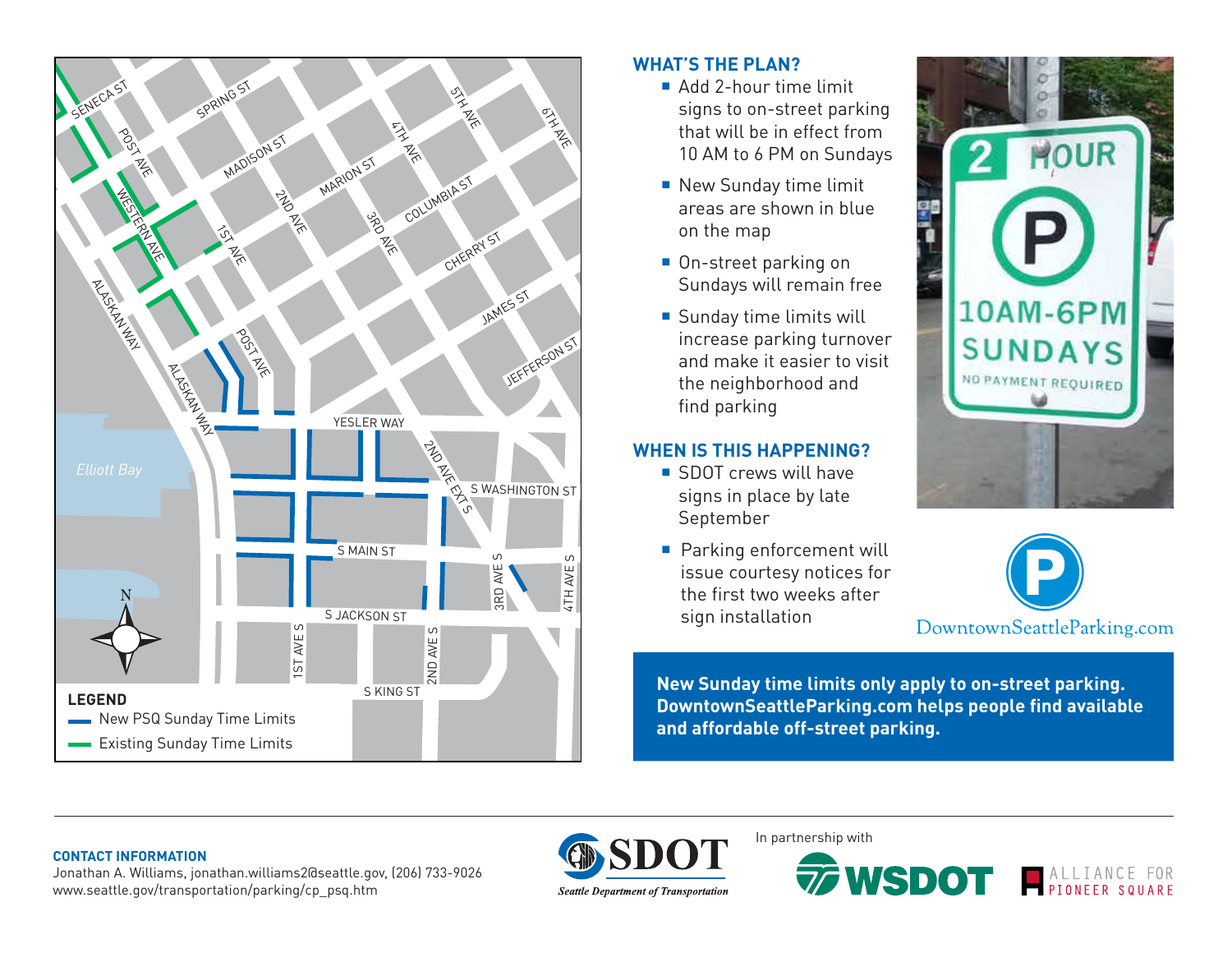LEGEND

New PSQ Sunday Time Limits

Existing Sunday Time Limits

## WHAT'S THE PLAN?

- Add 2-hour time limit signs to on-street parking that will be in effect from 10 AM to 6 PM on Sundays
- New Sunday time limit areas are shown in blue on the map
- On-street parking on Sundays will remain free
- Sunday time limits will increase parking turnover and make it easier to visit the neighborhood and find parking

## WHEN IS THIS HAPPENING?

- SDOT crews will have signs in place by late September
- Parking enforcement will issue courtesy notices for the first two weeks after sign installation

DowntownSeattleParking.com

**New Sunday time limits only apply to on-street parking. DowntownSeattleParking.com helps people find available and affordable off-street parking.**

**CONTACT INFORMATION**

Jonathan A. Williams, jonathan.williams2@seattle.gov, (206) 733-9026
www.seattle.gov/transportation/parking/cp_psq.htm

SDOT Seattle Department of Transportation

In partnership with

WSDOT

ALLIANCE FOR PIONEER SQUARE